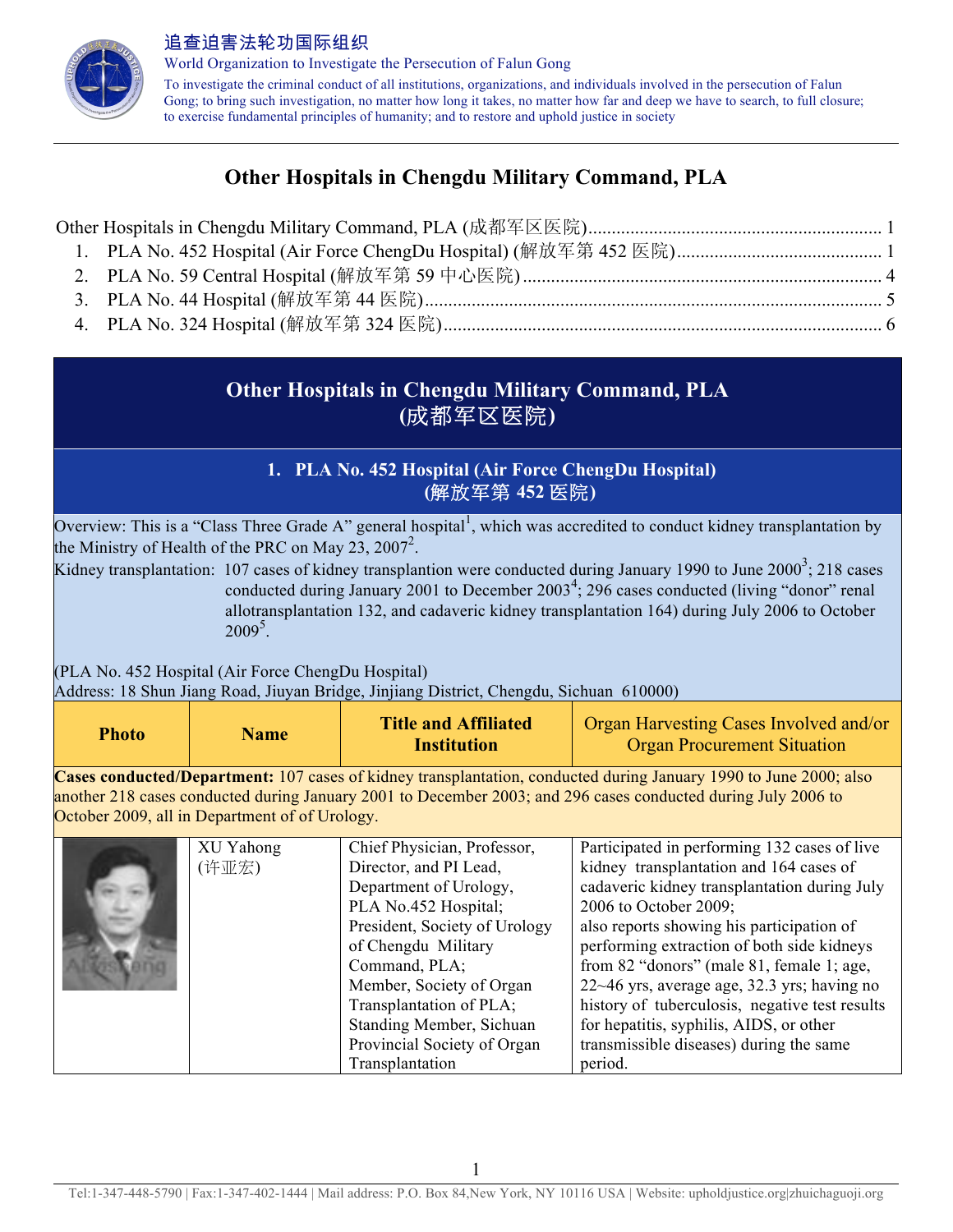追查迫害法轮功国际组织

World Organization to Investigate the Persecution of Falun Gong

To investigate the criminal conduct of all institutions, organizations, and individuals involved in the persecution of Falun Gong; to bring such investigation, no matter how long it takes, no matter how far and deep we have to search, to full closure; to exercise fundamental principles of humanity; and to restore and uphold justice in society

# Other Hospitals in Chengdu Military Command, PLA

Other Hospitals in Chengdu Military Command, PLA (成都军区医院) ........ 1
1. PLA No. 452 Hospital (Air Force ChengDu Hospital) (解放军第 452 医院) ........ 1
2. PLA No. 59 Central Hospital (解放军第 59 中心医院) ........ 4
3. PLA No. 44 Hospital (解放军第 44 医院) ........ 5
4. PLA No. 324 Hospital (解放军第 324 医院) ........ 6

## Other Hospitals in Chengdu Military Command, PLA (成都军区医院)

### 1. PLA No. 452 Hospital (Air Force ChengDu Hospital) (解放军第 452 医院)

Overview: This is a "Class Three Grade A" general hospital[1], which was accredited to conduct kidney transplantation by the Ministry of Health of the PRC on May 23, 2007[2].

Kidney transplantation: 107 cases of kidney transplantion were conducted during January 1990 to June 2000[3]; 218 cases conducted during January 2001 to December 2003[4]; 296 cases conducted (living "donor" renal allotransplantation 132, and cadaveric kidney transplantation 164) during July 2006 to October 2009[5].

(PLA No. 452 Hospital (Air Force ChengDu Hospital)
Address: 18 Shun Jiang Road, Jiuyan Bridge, Jinjiang District, Chengdu, Sichuan 610000)

| Photo | Name | Title and Affiliated Institution | Organ Harvesting Cases Involved and/or Organ Procurement Situation |
|---|---|---|---|
| **Cases conducted/Department:** 107 cases of kidney transplantation, conducted during January 1990 to June 2000; also another 218 cases conducted during January 2001 to December 2003; and 296 cases conducted during July 2006 to October 2009, all in Department of of Urology. | | | |
| | XU Yahong (许亚宏) | Chief Physician, Professor, Director, and PI Lead, Department of Urology, PLA No.452 Hospital; President, Society of Urology of Chengdu Military Command, PLA; Member, Society of Organ Transplantation of PLA; Standing Member, Sichuan Provincial Society of Organ Transplantation | Participated in performing 132 cases of live kidney transplantation and 164 cases of cadaveric kidney transplantation during July 2006 to October 2009; also reports showing his participation of performing extraction of both side kidneys from 82 "donors" (male 81, female 1; age, 22~46 yrs, average age, 32.3 yrs; having no history of tuberculosis, negative test results for hepatitis, syphilis, AIDS, or other transmissible diseases) during the same period. |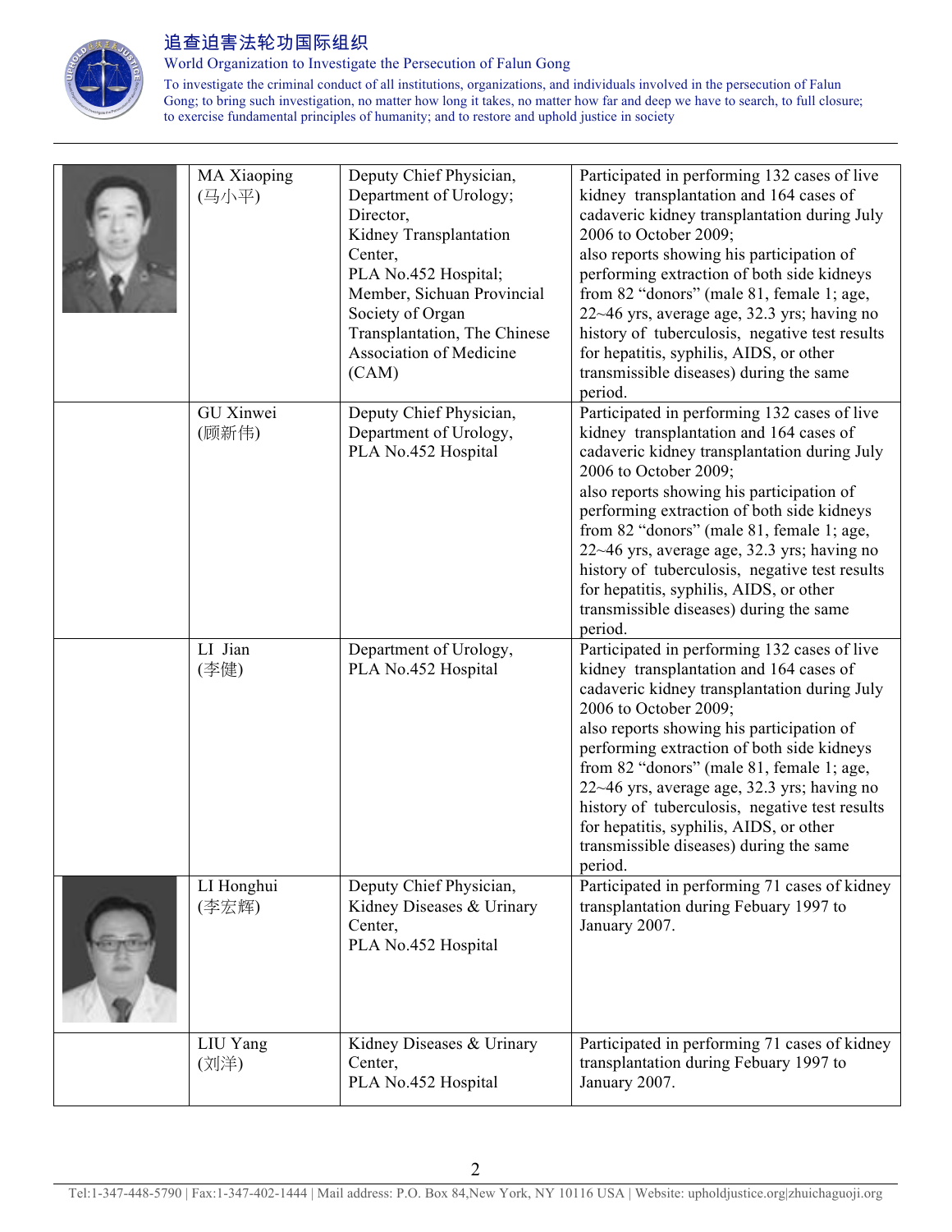|  | MA Xiaoping (马小平) | Deputy Chief Physician, Department of Urology; Director, Kidney Transplantation Center, PLA No.452 Hospital; Member, Sichuan Provincial Society of Organ Transplantation, The Chinese Association of Medicine (CAM) | Participated in performing 132 cases of live kidney transplantation and 164 cases of cadaveric kidney transplantation during July 2006 to October 2009; also reports showing his participation of performing extraction of both side kidneys from 82 "donors" (male 81, female 1; age, 22~46 yrs, average age, 32.3 yrs; having no history of tuberculosis, negative test results for hepatitis, syphilis, AIDS, or other transmissible diseases) during the same period. |
|---|---|---|---|
|  | GU Xinwei (顾新伟) | Deputy Chief Physician, Department of Urology, PLA No.452 Hospital | Participated in performing 132 cases of live kidney transplantation and 164 cases of cadaveric kidney transplantation during July 2006 to October 2009; also reports showing his participation of performing extraction of both side kidneys from 82 "donors" (male 81, female 1; age, 22~46 yrs, average age, 32.3 yrs; having no history of tuberculosis, negative test results for hepatitis, syphilis, AIDS, or other transmissible diseases) during the same period. |
|  | LI Jian (李健) | Department of Urology, PLA No.452 Hospital | Participated in performing 132 cases of live kidney transplantation and 164 cases of cadaveric kidney transplantation during July 2006 to October 2009; also reports showing his participation of performing extraction of both side kidneys from 82 "donors" (male 81, female 1; age, 22~46 yrs, average age, 32.3 yrs; having no history of tuberculosis, negative test results for hepatitis, syphilis, AIDS, or other transmissible diseases) during the same period. |
|  | LI Honghui (李宏辉) | Deputy Chief Physician, Kidney Diseases & Urinary Center, PLA No.452 Hospital | Participated in performing 71 cases of kidney transplantation during Febuary 1997 to January 2007. |
|  | LIU Yang (刘洋) | Kidney Diseases & Urinary Center, PLA No.452 Hospital | Participated in performing 71 cases of kidney transplantation during Febuary 1997 to January 2007. |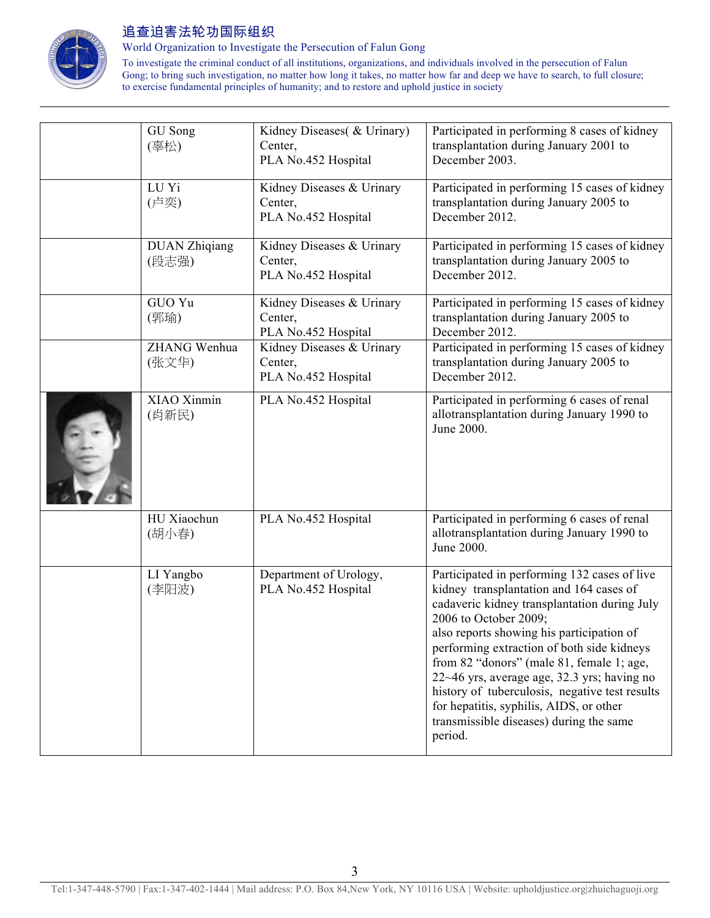| | | | |
|---|---|---|---|
| | GU Song (辜松) | Kidney Diseases( & Urinary) Center, PLA No.452 Hospital | Participated in performing 8 cases of kidney transplantation during January 2001 to December 2003. |
| | LU Yi (卢奕) | Kidney Diseases & Urinary Center, PLA No.452 Hospital | Participated in performing 15 cases of kidney transplantation during January 2005 to December 2012. |
| | DUAN Zhiqiang (段志强) | Kidney Diseases & Urinary Center, PLA No.452 Hospital | Participated in performing 15 cases of kidney transplantation during January 2005 to December 2012. |
| | GUO Yu (郭瑜) | Kidney Diseases & Urinary Center, PLA No.452 Hospital | Participated in performing 15 cases of kidney transplantation during January 2005 to December 2012. |
| | ZHANG Wenhua (张文华) | Kidney Diseases & Urinary Center, PLA No.452 Hospital | Participated in performing 15 cases of kidney transplantation during January 2005 to December 2012. |
| | XIAO Xinmin (肖新民) | PLA No.452 Hospital | Participated in performing 6 cases of renal allotransplantation during January 1990 to June 2000. |
| | HU Xiaochun (胡小春) | PLA No.452 Hospital | Participated in performing 6 cases of renal allotransplantation during January 1990 to June 2000. |
| | LI Yangbo (李阳波) | Department of Urology, PLA No.452 Hospital | Participated in performing 132 cases of live kidney transplantation and 164 cases of cadaveric kidney transplantation during July 2006 to October 2009; also reports showing his participation of performing extraction of both side kidneys from 82 "donors" (male 81, female 1; age, 22~46 yrs, average age, 32.3 yrs; having no history of tuberculosis, negative test results for hepatitis, syphilis, AIDS, or other transmissible diseases) during the same period. |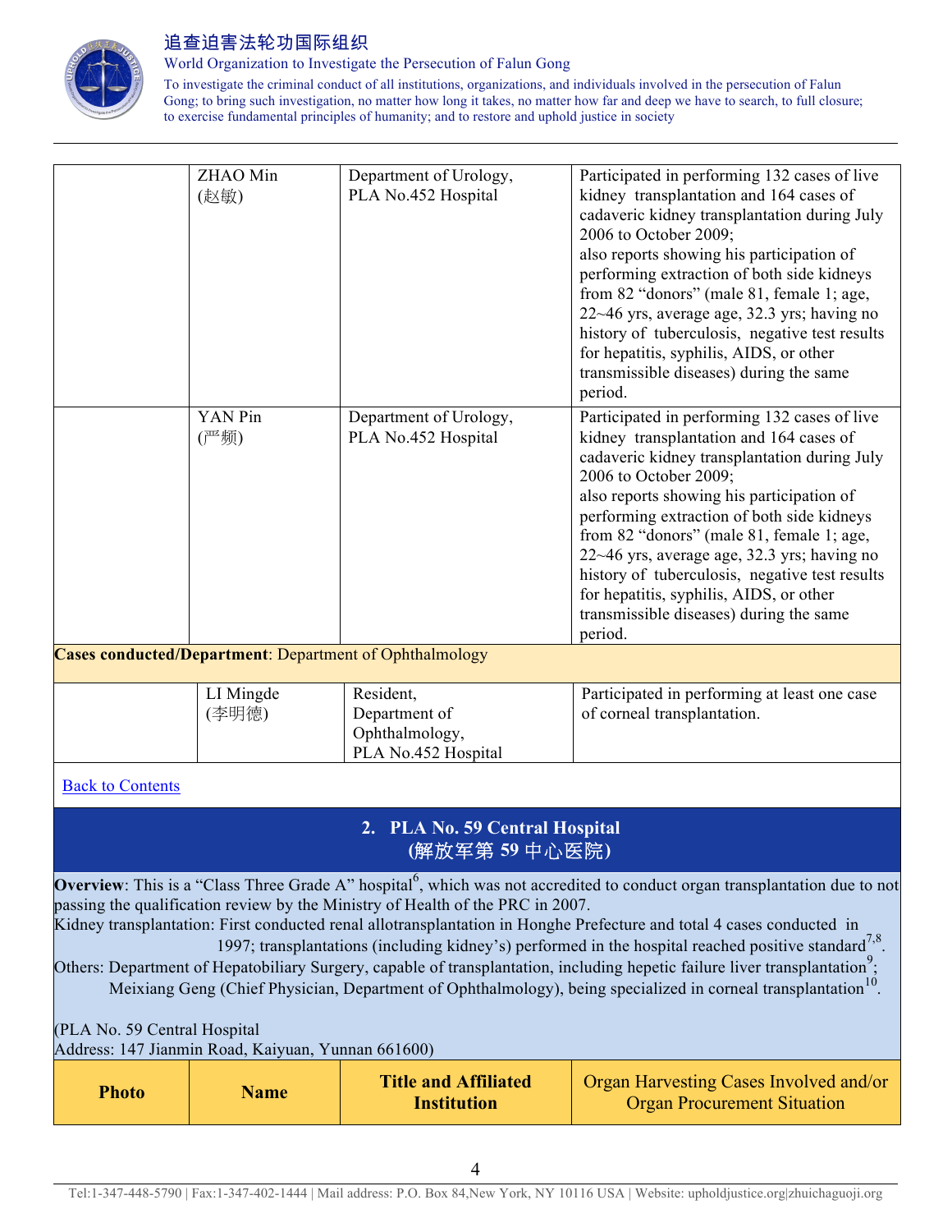| | | | |
|---|---|---|---|
| | ZHAO Min (赵敏) | Department of Urology, PLA No.452 Hospital | Participated in performing 132 cases of live kidney transplantation and 164 cases of cadaveric kidney transplantation during July 2006 to October 2009; also reports showing his participation of performing extraction of both side kidneys from 82 "donors" (male 81, female 1; age, 22~46 yrs, average age, 32.3 yrs; having no history of tuberculosis, negative test results for hepatitis, syphilis, AIDS, or other transmissible diseases) during the same period. |
| | YAN Pin (严频) | Department of Urology, PLA No.452 Hospital | Participated in performing 132 cases of live kidney transplantation and 164 cases of cadaveric kidney transplantation during July 2006 to October 2009; also reports showing his participation of performing extraction of both side kidneys from 82 "donors" (male 81, female 1; age, 22~46 yrs, average age, 32.3 yrs; having no history of tuberculosis, negative test results for hepatitis, syphilis, AIDS, or other transmissible diseases) during the same period. |
| **Cases conducted/Department**: Department of Ophthalmology | | | |
| | LI Mingde (李明德) | Resident, Department of Ophthalmology, PLA No.452 Hospital | Participated in performing at least one case of corneal transplantation. |

Back to Contents

## 2. PLA No. 59 Central Hospital (解放军第 59 中心医院)

**Overview**: This is a "Class Three Grade A" hospital[6], which was not accredited to conduct organ transplantation due to not passing the qualification review by the Ministry of Health of the PRC in 2007.

Kidney transplantation: First conducted renal allotransplantation in Honghe Prefecture and total 4 cases conducted in 1997; transplantations (including kidney's) performed in the hospital reached positive standard[7,8].

Others: Department of Hepatobiliary Surgery, capable of transplantation, including hepetic failure liver transplantation[9]; Meixiang Geng (Chief Physician, Department of Ophthalmology), being specialized in corneal transplantation[10].

(PLA No. 59 Central Hospital
Address: 147 Jianmin Road, Kaiyuan, Yunnan 661600)

| Photo | Name | Title and Affiliated Institution | Organ Harvesting Cases Involved and/or Organ Procurement Situation |
|---|---|---|---|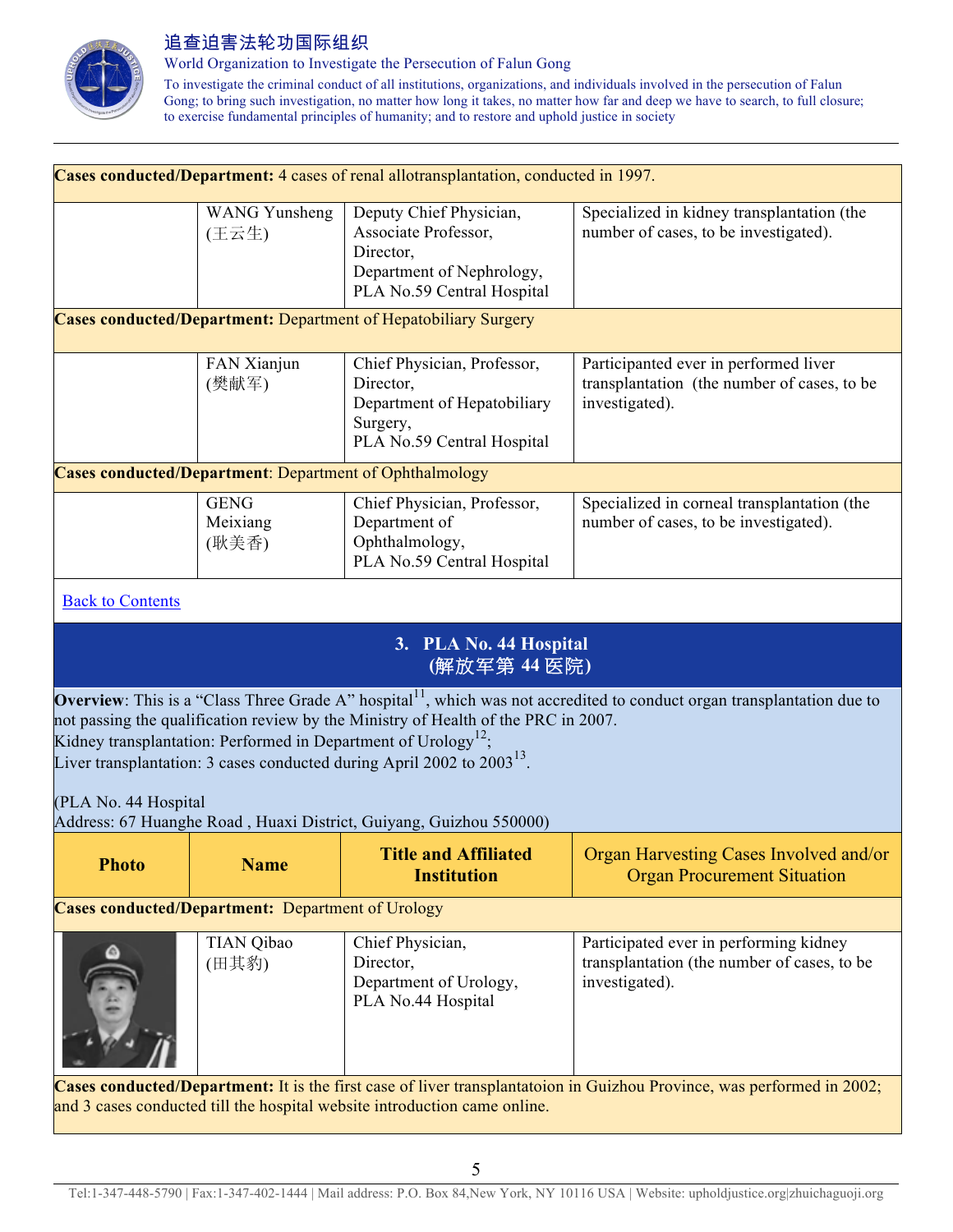| | | | |
|---|---|---|---|
| **Cases conducted/Department:** 4 cases of renal allotransplantation, conducted in 1997. | | | |
| | WANG Yunsheng (王云生) | Deputy Chief Physician, Associate Professor, Director, Department of Nephrology, PLA No.59 Central Hospital | Specialized in kidney transplantation (the number of cases, to be investigated). |
| **Cases conducted/Department:** Department of Hepatobiliary Surgery | | | |
| | FAN Xianjun (樊献军) | Chief Physician, Professor, Director, Department of Hepatobiliary Surgery, PLA No.59 Central Hospital | Participanted ever in performed liver transplantation (the number of cases, to be investigated). |
| **Cases conducted/Department**: Department of Ophthalmology | | | |
| | GENG Meixiang (耿美香) | Chief Physician, Professor, Department of Ophthalmology, PLA No.59 Central Hospital | Specialized in corneal transplantation (the number of cases, to be investigated). |

Back to Contents

## 3. PLA No. 44 Hospital (解放军第 44 医院)

**Overview**: This is a "Class Three Grade A" hospital[11], which was not accredited to conduct organ transplantation due to not passing the qualification review by the Ministry of Health of the PRC in 2007.
Kidney transplantation: Performed in Department of Urology[12];
Liver transplantation: 3 cases conducted during April 2002 to 2003[13].

(PLA No. 44 Hospital
Address: 67 Huanghe Road , Huaxi District, Guiyang, Guizhou 550000)

| Photo | Name | Title and Affiliated Institution | Organ Harvesting Cases Involved and/or Organ Procurement Situation |
|---|---|---|---|
| **Cases conducted/Department:** Department of Urology | | | |
| | TIAN Qibao (田其豹) | Chief Physician, Director, Department of Urology, PLA No.44 Hospital | Participated ever in performing kidney transplantation (the number of cases, to be investigated). |
| **Cases conducted/Department:** It is the first case of liver transplantatoion in Guizhou Province, was performed in 2002; and 3 cases conducted till the hospital website introduction came online. | | | |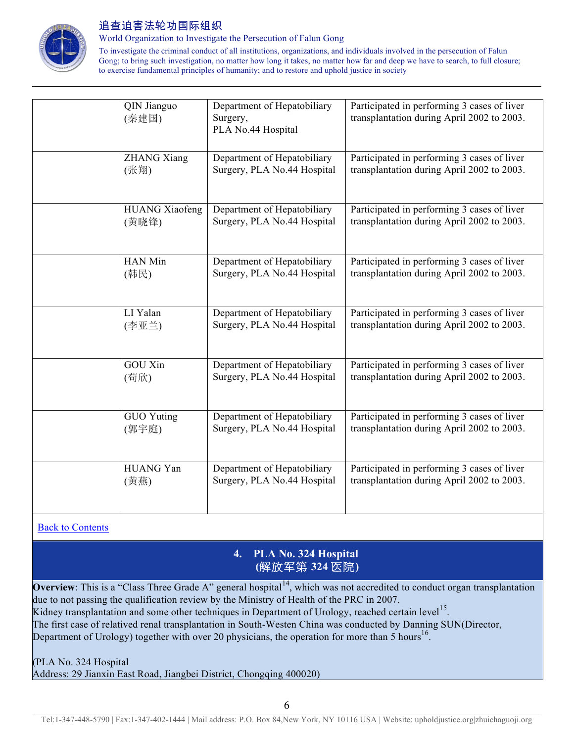| | | | |
|---|---|---|---|
| | QIN Jianguo (秦建国) | Department of Hepatobiliary Surgery, PLA No.44 Hospital | Participated in performing 3 cases of liver transplantation during April 2002 to 2003. |
| | ZHANG Xiang (张翔) | Department of Hepatobiliary Surgery, PLA No.44 Hospital | Participated in performing 3 cases of liver transplantation during April 2002 to 2003. |
| | HUANG Xiaofeng (黄晓锋) | Department of Hepatobiliary Surgery, PLA No.44 Hospital | Participated in performing 3 cases of liver transplantation during April 2002 to 2003. |
| | HAN Min (韩民) | Department of Hepatobiliary Surgery, PLA No.44 Hospital | Participated in performing 3 cases of liver transplantation during April 2002 to 2003. |
| | LI Yalan (李亚兰) | Department of Hepatobiliary Surgery, PLA No.44 Hospital | Participated in performing 3 cases of liver transplantation during April 2002 to 2003. |
| | GOU Xin (苟欣) | Department of Hepatobiliary Surgery, PLA No.44 Hospital | Participated in performing 3 cases of liver transplantation during April 2002 to 2003. |
| | GUO Yuting (郭宇庭) | Department of Hepatobiliary Surgery, PLA No.44 Hospital | Participated in performing 3 cases of liver transplantation during April 2002 to 2003. |
| | HUANG Yan (黄燕) | Department of Hepatobiliary Surgery, PLA No.44 Hospital | Participated in performing 3 cases of liver transplantation during April 2002 to 2003. |

Back to Contents

## 4. PLA No. 324 Hospital (解放军第 324 医院)

**Overview**: This is a “Class Three Grade A” general hospital[14], which was not accredited to conduct organ transplantation due to not passing the qualification review by the Ministry of Health of the PRC in 2007.
Kidney transplantation and some other techniques in Department of Urology, reached certain level[15].
The first case of relatived renal transplantation in South-Westen China was conducted by Danning SUN(Director, Department of Urology) together with over 20 physicians, the operation for more than 5 hours[16].

(PLA No. 324 Hospital
Address: 29 Jianxin East Road, Jiangbei District, Chongqing 400020)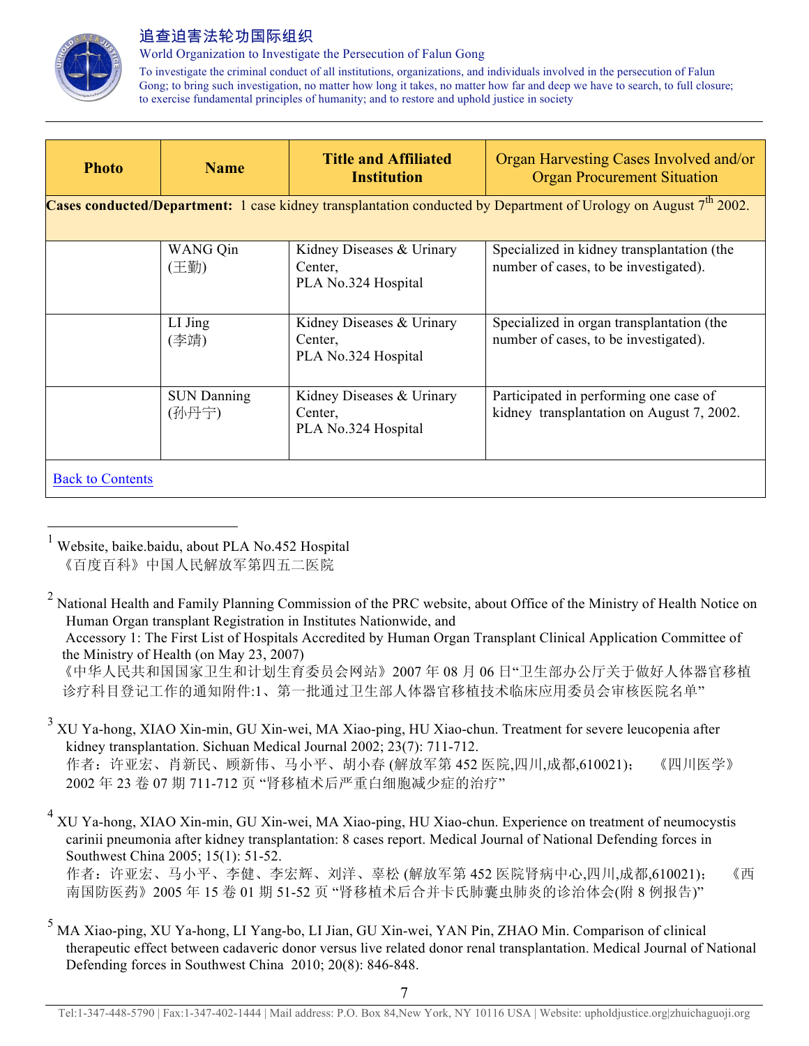| Photo | Name | Title and Affiliated Institution | Organ Harvesting Cases Involved and/or Organ Procurement Situation |
|---|---|---|---|
| **Cases conducted/Department:** 1 case kidney transplantation conducted by Department of Urology on August 7th 2002. | | | |
| | WANG Qin (王勤) | Kidney Diseases & Urinary Center, PLA No.324 Hospital | Specialized in kidney transplantation (the number of cases, to be investigated). |
| | LI Jing (李靖) | Kidney Diseases & Urinary Center, PLA No.324 Hospital | Specialized in organ transplantation (the number of cases, to be investigated). |
| | SUN Danning (孙丹宁) | Kidney Diseases & Urinary Center, PLA No.324 Hospital | Participated in performing one case of kidney transplantation on August 7, 2002. |
| Back to Contents | | | |

---

[1] Website, baike.baidu, about PLA No.452 Hospital
《百度百科》中国人民解放军第四五二医院

[2] National Health and Family Planning Commission of the PRC website, about Office of the Ministry of Health Notice on Human Organ transplant Registration in Institutes Nationwide, and
Accessory 1: The First List of Hospitals Accredited by Human Organ Transplant Clinical Application Committee of the Ministry of Health (on May 23, 2007)
《中华人民共和国国家卫生和计划生育委员会网站》2007 年 08 月 06 日"卫生部办公厅关于做好人体器官移植诊疗科目登记工作的通知附件:1、第一批通过卫生部人体器官移植技术临床应用委员会审核医院名单"

[3] XU Ya-hong, XIAO Xin-min, GU Xin-wei, MA Xiao-ping, HU Xiao-chun. Treatment for severe leucopenia after kidney transplantation. Sichuan Medical Journal 2002; 23(7): 711-712.
作者：许亚宏、肖新民、顾新伟、马小平、胡小春 (解放军第 452 医院,四川,成都,610021)； 《四川医学》2002 年 23 卷 07 期 711-712 页 "肾移植术后严重白细胞减少症的治疗"

[4] XU Ya-hong, XIAO Xin-min, GU Xin-wei, MA Xiao-ping, HU Xiao-chun. Experience on treatment of neumocystis carinii pneumonia after kidney transplantation: 8 cases report. Medical Journal of National Defending forces in Southwest China 2005; 15(1): 51-52.
作者：许亚宏、马小平、李健、李宏辉、刘洋、辜松 (解放军第 452 医院肾病中心,四川,成都,610021)； 《西南国防医药》2005 年 15 卷 01 期 51-52 页 "肾移植术后合并卡氏肺囊虫肺炎的诊治体会(附 8 例报告)"

[5] MA Xiao-ping, XU Ya-hong, LI Yang-bo, LI Jian, GU Xin-wei, YAN Pin, ZHAO Min. Comparison of clinical therapeutic effect between cadaveric donor versus live related donor renal transplantation. Medical Journal of National Defending forces in Southwest China 2010; 20(8): 846-848.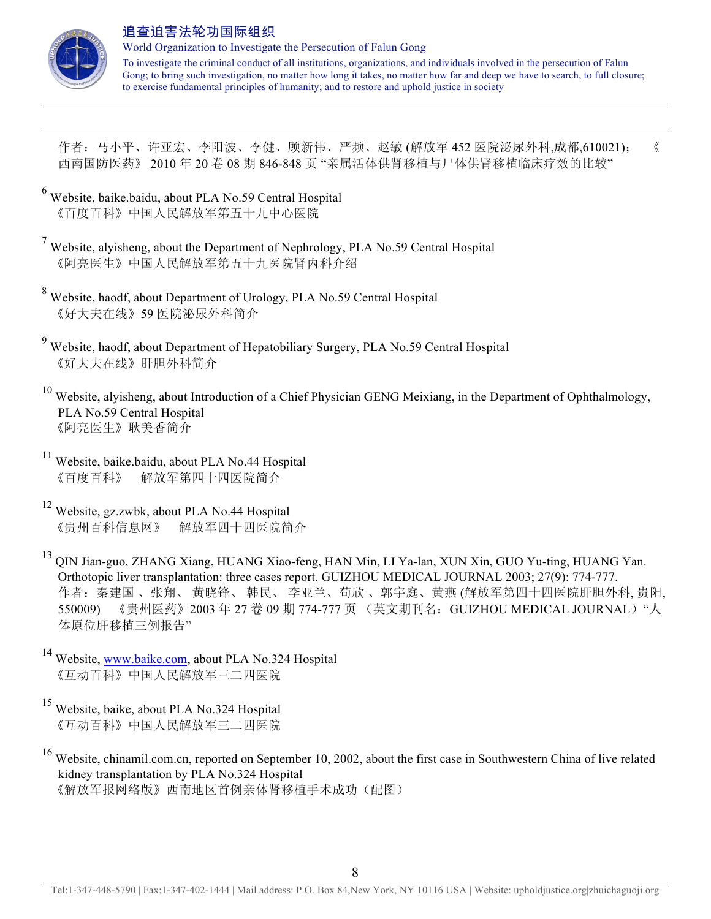作者：马小平、许亚宏、李阳波、李健、顾新伟、严频、赵敏 (解放军 452 医院泌尿外科,成都,610021)；《西南国防医药》 2010 年 20 卷 08 期 846-848 页 “亲属活体供肾移植与尸体供肾移植临床疗效的比较”

[6] Website, baike.baidu, about PLA No.59 Central Hospital
《百度百科》中国人民解放军第五十九中心医院

[7] Website, alyisheng, about the Department of Nephrology, PLA No.59 Central Hospital
《阿亮医生》中国人民解放军第五十九医院肾内科介绍

[8] Website, haodf, about Department of Urology, PLA No.59 Central Hospital
《好大夫在线》59 医院泌尿外科简介

[9] Website, haodf, about Department of Hepatobiliary Surgery, PLA No.59 Central Hospital
《好大夫在线》肝胆外科简介

[10] Website, alyisheng, about Introduction of a Chief Physician GENG Meixiang, in the Department of Ophthalmology, PLA No.59 Central Hospital
《阿亮医生》耿美香简介

[11] Website, baike.baidu, about PLA No.44 Hospital
《百度百科》 解放军第四十四医院简介

[12] Website, gz.zwbk, about PLA No.44 Hospital
《贵州百科信息网》 解放军四十四医院简介

[13] QIN Jian-guo, ZHANG Xiang, HUANG Xiao-feng, HAN Min, LI Ya-lan, XUN Xin, GUO Yu-ting, HUANG Yan. Orthotopic liver transplantation: three cases report. GUIZHOU MEDICAL JOURNAL 2003; 27(9): 774-777.
作者：秦建国 、张翔、 黄晓锋、 韩民、 李亚兰、苟欣 、郭宇庭、黄燕 (解放军第四十四医院肝胆外科, 贵阳, 550009) 《贵州医药》2003 年 27 卷 09 期 774-777 页 （英文期刊名：GUIZHOU MEDICAL JOURNAL）“人体原位肝移植三例报告”

[14] Website, www.baike.com, about PLA No.324 Hospital
《互动百科》中国人民解放军三二四医院

[15] Website, baike, about PLA No.324 Hospital
《互动百科》中国人民解放军三二四医院

[16] Website, chinamil.com.cn, reported on September 10, 2002, about the first case in Southwestern China of live related kidney transplantation by PLA No.324 Hospital
《解放军报网络版》西南地区首例亲体肾移植手术成功（配图）